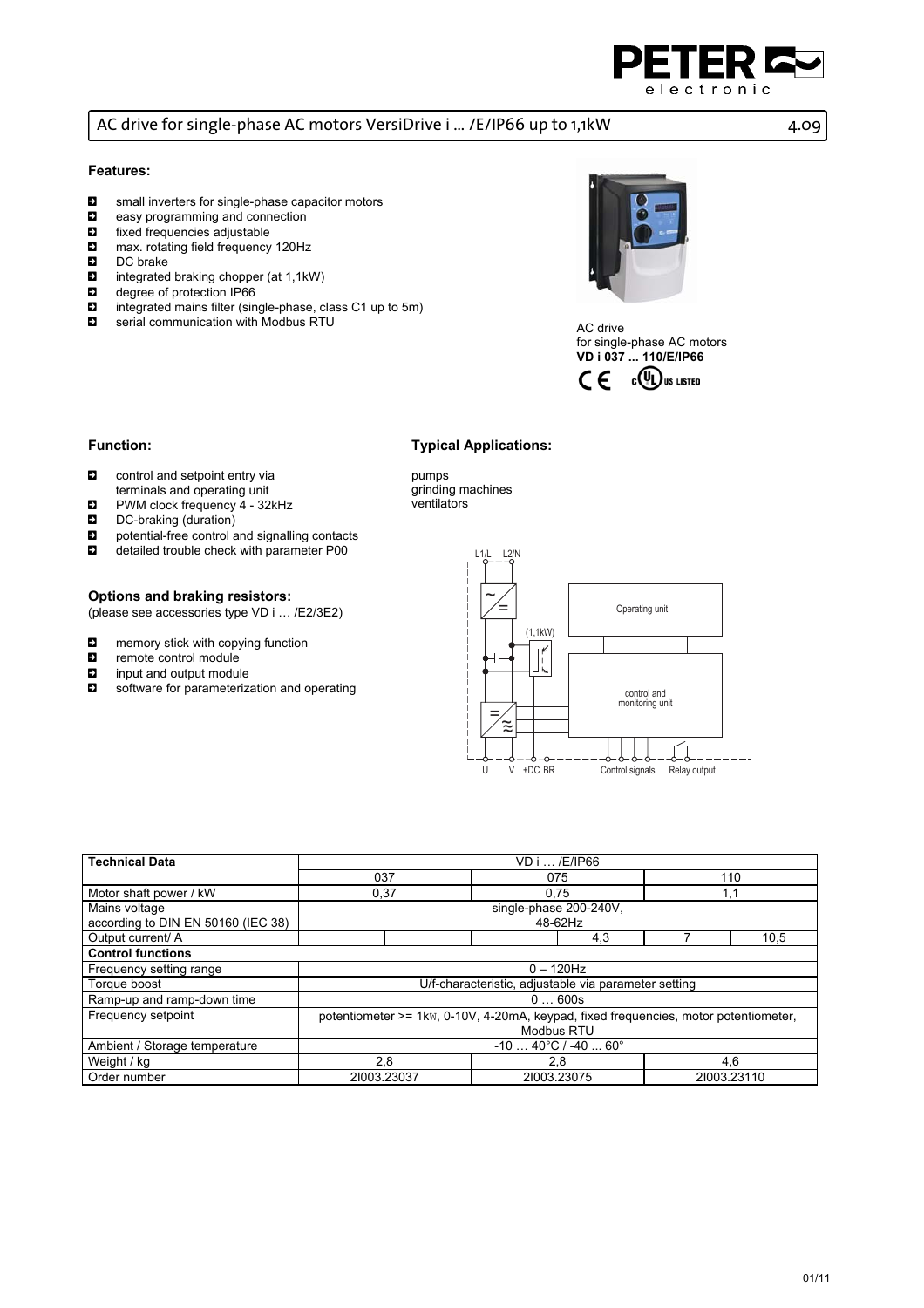# AC drive for single-phase AC motors VersiDrive i ... /E/IP66 up to 1,1kW

### Features:

- small inverters for single-phase capacitor motors
- easy programming and connection
- fixed frequencies adjustable
- max. rotating field frequency 120Hz
- DC brake
- integrated braking chopper (at 1,1kW)
- degree of protection IP66
- integrated mains filter (single-phase, class C1 up to 5m)
- serial communication with Modbus RTU

AC drive
for single-phase AC motors
**VD i 037 ... 110/E/IP66**

### Function:

- control and setpoint entry via terminals and operating unit
- PWM clock frequency 4 - 32kHz
- DC-braking (duration)
- potential-free control and signalling contacts
- detailed trouble check with parameter P00

### Typical Applications:

pumps
grinding machines
ventilators

### Options and braking resistors:

(please see accessories type VD i … /E2/3E2)

- memory stick with copying function
- remote control module
- input and output module
- software for parameterization and operating

| **Technical Data** | VD i … /E/IP66 | | | | | |
|---|---|---|---|---|---|---|
| | 037 | | 075 | | 110 | |
| Motor shaft power / kW | 0,37 | | 0,75 | | 1,1 | |
| Mains voltage according to DIN EN 50160 (IEC 38) | single-phase 200-240V, 48-62Hz | | | | | |
| Output current/ A | | | | 4,3 | 7 | 10,5 |
| **Control functions** | | | | | | |
| Frequency setting range | 0 – 120Hz | | | | | |
| Torque boost | U/f-characteristic, adjustable via parameter setting | | | | | |
| Ramp-up and ramp-down time | 0 … 600s | | | | | |
| Frequency setpoint | potentiometer >= 1kW, 0-10V, 4-20mA, keypad, fixed frequencies, motor potentiometer, Modbus RTU | | | | | |
| Ambient / Storage temperature | -10 … 40°C / -40 ... 60° | | | | | |
| Weight / kg | 2,8 | | 2,8 | | 4,6 | |
| Order number | 2I003.23037 | | 2I003.23075 | | 2I003.23110 | |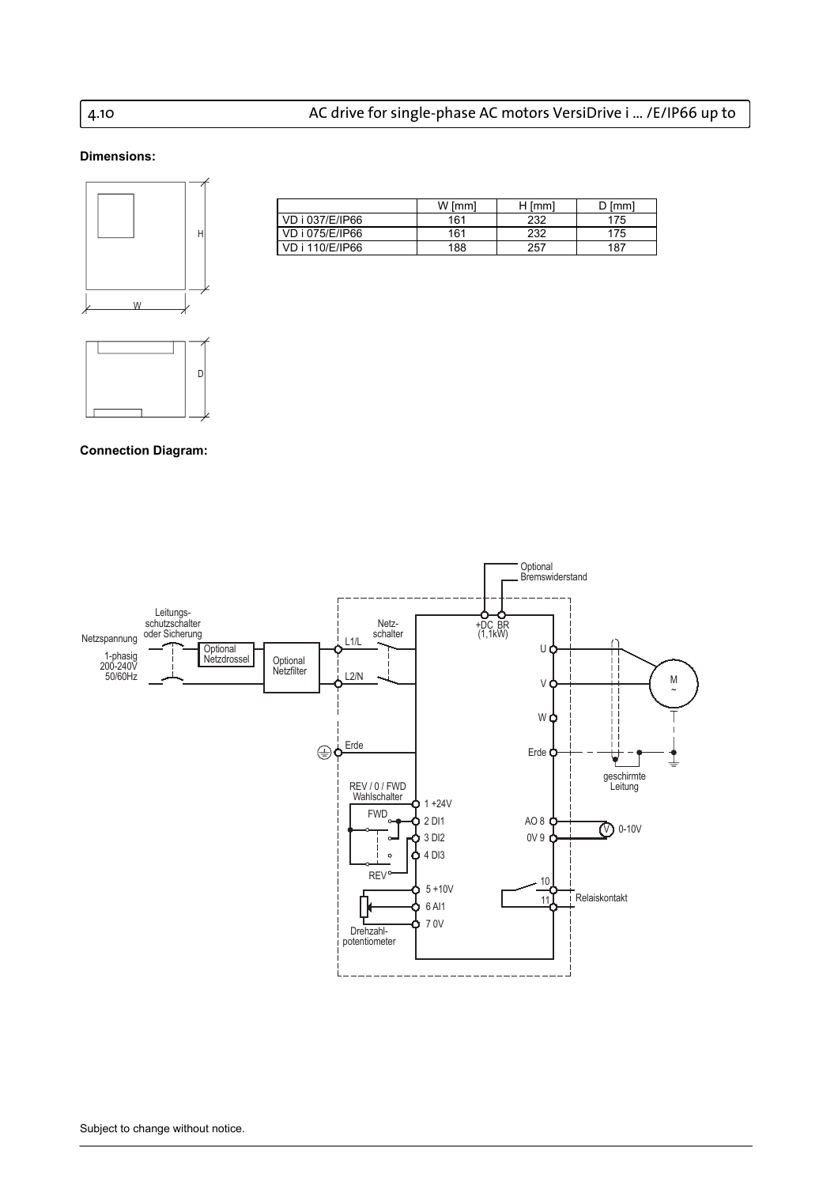## 4.10 AC drive for single-phase AC motors VersiDrive i ... /E/IP66 up to

**Dimensions:**

W

H

D

| | W [mm] | H [mm] | D [mm] |
|---|---|---|---|
| VD i 037/E/IP66 | 161 | 232 | 175 |
| VD i 075/E/IP66 | 161 | 232 | 175 |
| VD i 110/E/IP66 | 188 | 257 | 187 |

**Connection Diagram:**

Optional Bremswiderstand

+DC BR (1,1kW)

Leitungs-schutzschalter oder Sicherung

Netzspannung

1-phasig 200-240V 50/60Hz

Optional Netzdrossel

Optional Netzfilter

Netz-schalter

L1/L

L2/N

U

V

W

M ~

Erde

Erde

geschirmte Leitung

REV / 0 / FWD Wahlschalter

FWD

REV

1 +24V

2 DI1

3 DI2

4 DI3

AO 8

0V 9

V 0-10V

10

11

Relaiskontakt

5 +10V

6 AI1

7 0V

Drehzahl-potentiometer

Subject to change without notice.